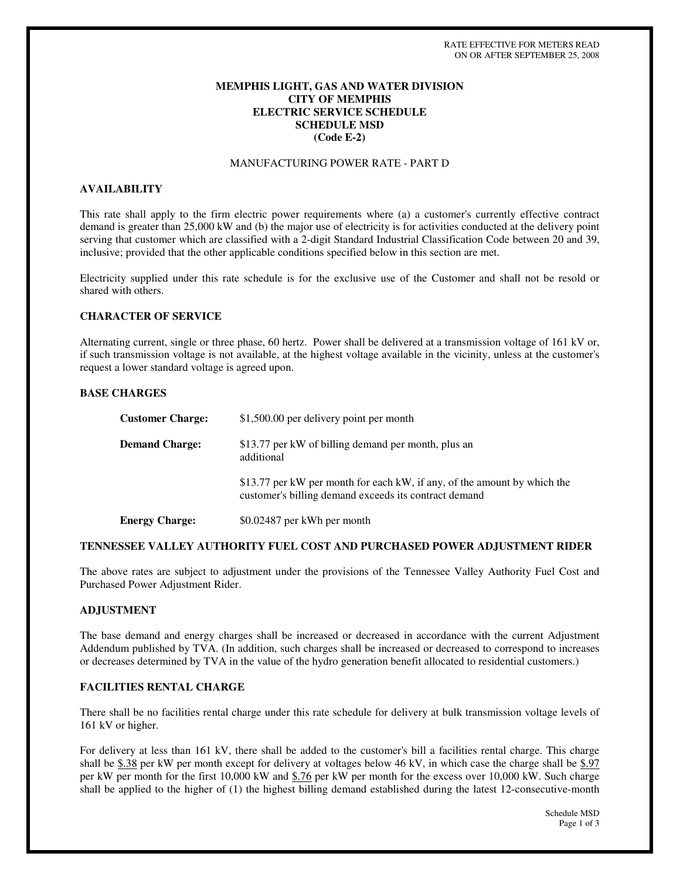RATE EFFECTIVE FOR METERS READ
ON OR AFTER SEPTEMBER 25, 2008

# MEMPHIS LIGHT, GAS AND WATER DIVISION
# CITY OF MEMPHIS
# ELECTRIC SERVICE SCHEDULE
# SCHEDULE MSD
# (Code E-2)

MANUFACTURING POWER RATE - PART D

## AVAILABILITY

This rate shall apply to the firm electric power requirements where (a) a customer's currently effective contract demand is greater than 25,000 kW and (b) the major use of electricity is for activities conducted at the delivery point serving that customer which are classified with a 2-digit Standard Industrial Classification Code between 20 and 39, inclusive; provided that the other applicable conditions specified below in this section are met.

Electricity supplied under this rate schedule is for the exclusive use of the Customer and shall not be resold or shared with others.

## CHARACTER OF SERVICE

Alternating current, single or three phase, 60 hertz. Power shall be delivered at a transmission voltage of 161 kV or, if such transmission voltage is not available, at the highest voltage available in the vicinity, unless at the customer's request a lower standard voltage is agreed upon.

## BASE CHARGES

**Customer Charge:** $1,500.00 per delivery point per month

**Demand Charge:** $13.77 per kW of billing demand per month, plus an additional

$13.77 per kW per month for each kW, if any, of the amount by which the customer's billing demand exceeds its contract demand

**Energy Charge:** $0.02487 per kWh per month

## TENNESSEE VALLEY AUTHORITY FUEL COST AND PURCHASED POWER ADJUSTMENT RIDER

The above rates are subject to adjustment under the provisions of the Tennessee Valley Authority Fuel Cost and Purchased Power Adjustment Rider.

## ADJUSTMENT

The base demand and energy charges shall be increased or decreased in accordance with the current Adjustment Addendum published by TVA. (In addition, such charges shall be increased or decreased to correspond to increases or decreases determined by TVA in the value of the hydro generation benefit allocated to residential customers.)

## FACILITIES RENTAL CHARGE

There shall be no facilities rental charge under this rate schedule for delivery at bulk transmission voltage levels of 161 kV or higher.

For delivery at less than 161 kV, there shall be added to the customer's bill a facilities rental charge. This charge shall be $.38 per kW per month except for delivery at voltages below 46 kV, in which case the charge shall be $.97 per kW per month for the first 10,000 kW and $.76 per kW per month for the excess over 10,000 kW. Such charge shall be applied to the higher of (1) the highest billing demand established during the latest 12-consecutive-month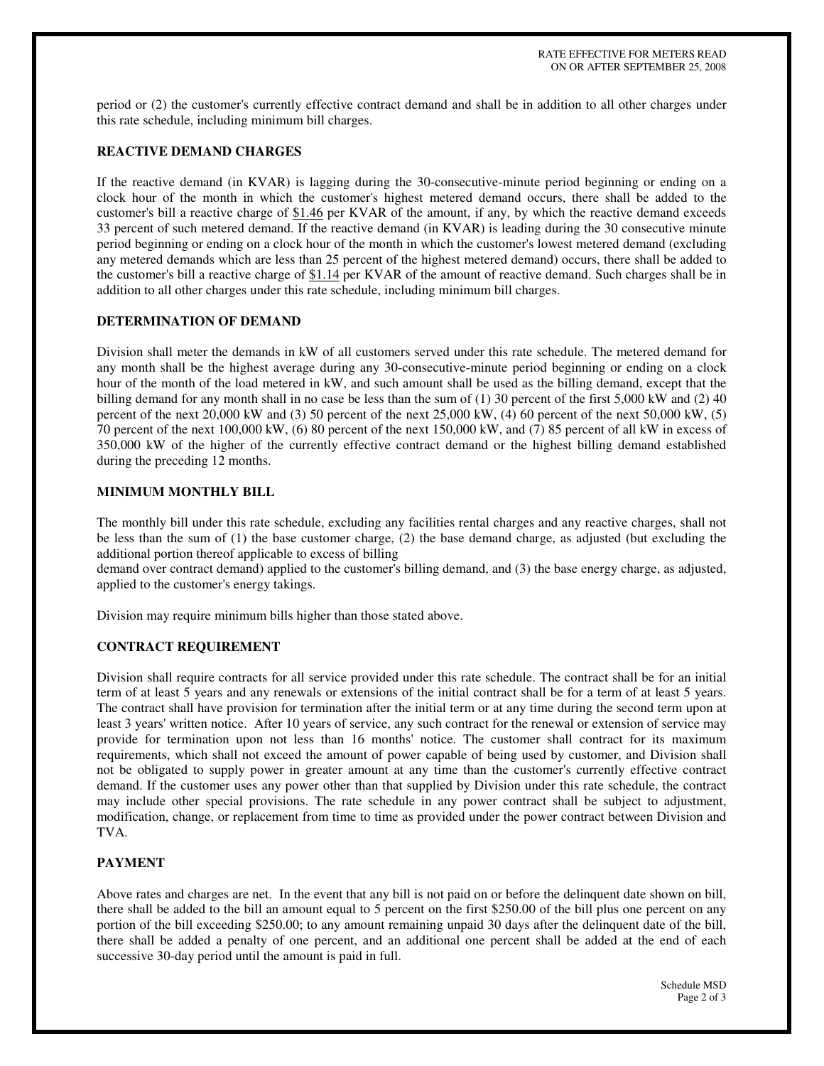period or (2) the customer's currently effective contract demand and shall be in addition to all other charges under this rate schedule, including minimum bill charges.

**REACTIVE DEMAND CHARGES**

If the reactive demand (in KVAR) is lagging during the 30-consecutive-minute period beginning or ending on a clock hour of the month in which the customer's highest metered demand occurs, there shall be added to the customer's bill a reactive charge of $1.46 per KVAR of the amount, if any, by which the reactive demand exceeds 33 percent of such metered demand. If the reactive demand (in KVAR) is leading during the 30 consecutive minute period beginning or ending on a clock hour of the month in which the customer's lowest metered demand (excluding any metered demands which are less than 25 percent of the highest metered demand) occurs, there shall be added to the customer's bill a reactive charge of $1.14 per KVAR of the amount of reactive demand. Such charges shall be in addition to all other charges under this rate schedule, including minimum bill charges.

**DETERMINATION OF DEMAND**

Division shall meter the demands in kW of all customers served under this rate schedule. The metered demand for any month shall be the highest average during any 30-consecutive-minute period beginning or ending on a clock hour of the month of the load metered in kW, and such amount shall be used as the billing demand, except that the billing demand for any month shall in no case be less than the sum of (1) 30 percent of the first 5,000 kW and (2) 40 percent of the next 20,000 kW and (3) 50 percent of the next 25,000 kW, (4) 60 percent of the next 50,000 kW, (5) 70 percent of the next 100,000 kW, (6) 80 percent of the next 150,000 kW, and (7) 85 percent of all kW in excess of 350,000 kW of the higher of the currently effective contract demand or the highest billing demand established during the preceding 12 months.

**MINIMUM MONTHLY BILL**

The monthly bill under this rate schedule, excluding any facilities rental charges and any reactive charges, shall not be less than the sum of (1) the base customer charge, (2) the base demand charge, as adjusted (but excluding the additional portion thereof applicable to excess of billing demand over contract demand) applied to the customer's billing demand, and (3) the base energy charge, as adjusted, applied to the customer's energy takings.

Division may require minimum bills higher than those stated above.

**CONTRACT REQUIREMENT**

Division shall require contracts for all service provided under this rate schedule. The contract shall be for an initial term of at least 5 years and any renewals or extensions of the initial contract shall be for a term of at least 5 years. The contract shall have provision for termination after the initial term or at any time during the second term upon at least 3 years' written notice. After 10 years of service, any such contract for the renewal or extension of service may provide for termination upon not less than 16 months' notice. The customer shall contract for its maximum requirements, which shall not exceed the amount of power capable of being used by customer, and Division shall not be obligated to supply power in greater amount at any time than the customer's currently effective contract demand. If the customer uses any power other than that supplied by Division under this rate schedule, the contract may include other special provisions. The rate schedule in any power contract shall be subject to adjustment, modification, change, or replacement from time to time as provided under the power contract between Division and TVA.

**PAYMENT**

Above rates and charges are net. In the event that any bill is not paid on or before the delinquent date shown on bill, there shall be added to the bill an amount equal to 5 percent on the first $250.00 of the bill plus one percent on any portion of the bill exceeding $250.00; to any amount remaining unpaid 30 days after the delinquent date of the bill, there shall be added a penalty of one percent, and an additional one percent shall be added at the end of each successive 30-day period until the amount is paid in full.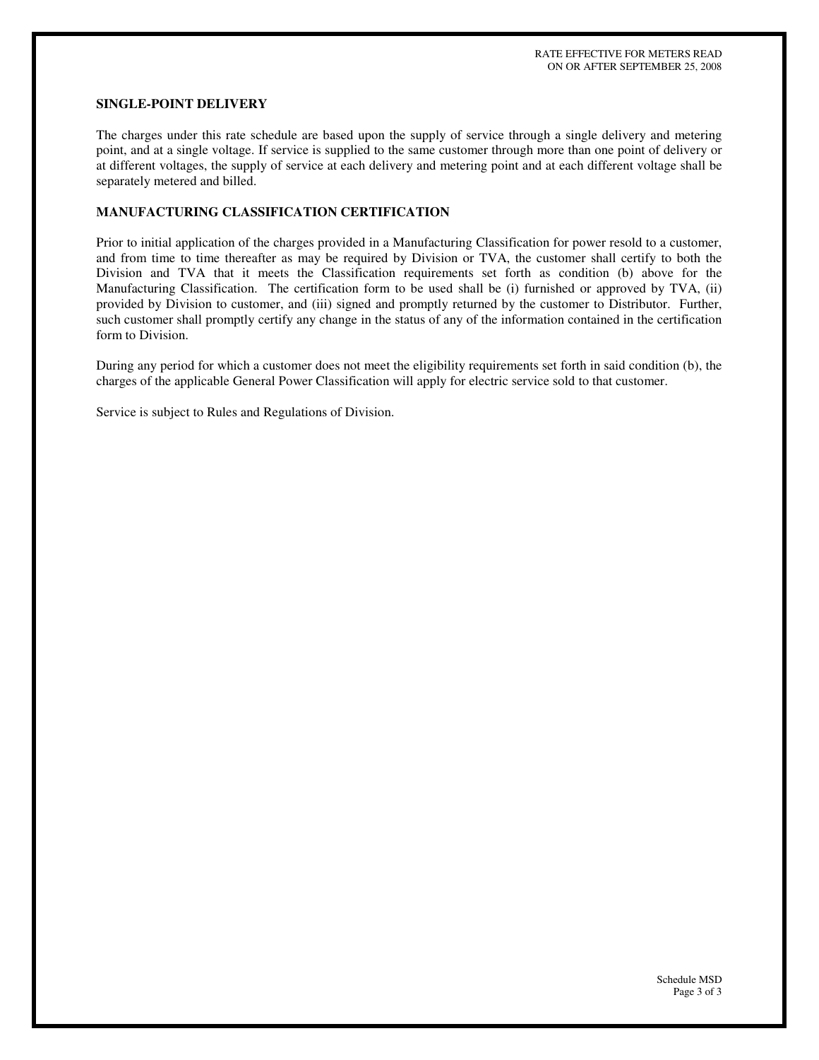## SINGLE-POINT DELIVERY

The charges under this rate schedule are based upon the supply of service through a single delivery and metering point, and at a single voltage. If service is supplied to the same customer through more than one point of delivery or at different voltages, the supply of service at each delivery and metering point and at each different voltage shall be separately metered and billed.

## MANUFACTURING CLASSIFICATION CERTIFICATION

Prior to initial application of the charges provided in a Manufacturing Classification for power resold to a customer, and from time to time thereafter as may be required by Division or TVA, the customer shall certify to both the Division and TVA that it meets the Classification requirements set forth as condition (b) above for the Manufacturing Classification. The certification form to be used shall be (i) furnished or approved by TVA, (ii) provided by Division to customer, and (iii) signed and promptly returned by the customer to Distributor. Further, such customer shall promptly certify any change in the status of any of the information contained in the certification form to Division.

During any period for which a customer does not meet the eligibility requirements set forth in said condition (b), the charges of the applicable General Power Classification will apply for electric service sold to that customer.

Service is subject to Rules and Regulations of Division.